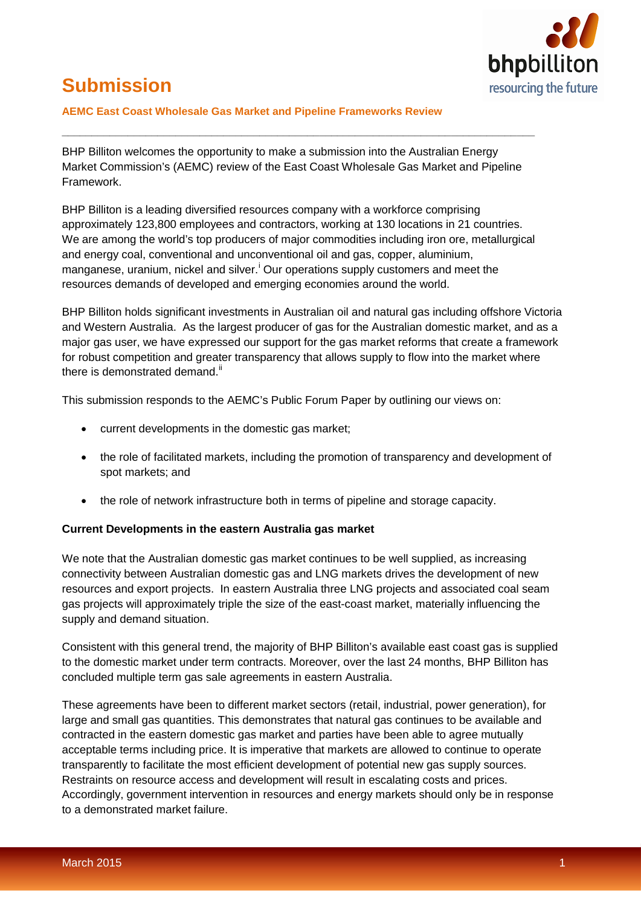# Submission

**AEMC East Coast Wholesale Gas Market and Pipeline Frameworks Review**

---

BHP Billiton welcomes the opportunity to make a submission into the Australian Energy Market Commission's (AEMC) review of the East Coast Wholesale Gas Market and Pipeline Framework.

BHP Billiton is a leading diversified resources company with a workforce comprising approximately 123,800 employees and contractors, working at 130 locations in 21 countries. We are among the world's top producers of major commodities including iron ore, metallurgical and energy coal, conventional and unconventional oil and gas, copper, aluminium, manganese, uranium, nickel and silver.[i] Our operations supply customers and meet the resources demands of developed and emerging economies around the world.

BHP Billiton holds significant investments in Australian oil and natural gas including offshore Victoria and Western Australia. As the largest producer of gas for the Australian domestic market, and as a major gas user, we have expressed our support for the gas market reforms that create a framework for robust competition and greater transparency that allows supply to flow into the market where there is demonstrated demand.[ii]

This submission responds to the AEMC's Public Forum Paper by outlining our views on:

- current developments in the domestic gas market;
- the role of facilitated markets, including the promotion of transparency and development of spot markets; and
- the role of network infrastructure both in terms of pipeline and storage capacity.

**Current Developments in the eastern Australia gas market**

We note that the Australian domestic gas market continues to be well supplied, as increasing connectivity between Australian domestic gas and LNG markets drives the development of new resources and export projects. In eastern Australia three LNG projects and associated coal seam gas projects will approximately triple the size of the east-coast market, materially influencing the supply and demand situation.

Consistent with this general trend, the majority of BHP Billiton's available east coast gas is supplied to the domestic market under term contracts. Moreover, over the last 24 months, BHP Billiton has concluded multiple term gas sale agreements in eastern Australia.

These agreements have been to different market sectors (retail, industrial, power generation), for large and small gas quantities. This demonstrates that natural gas continues to be available and contracted in the eastern domestic gas market and parties have been able to agree mutually acceptable terms including price. It is imperative that markets are allowed to continue to operate transparently to facilitate the most efficient development of potential new gas supply sources. Restraints on resource access and development will result in escalating costs and prices. Accordingly, government intervention in resources and energy markets should only be in response to a demonstrated market failure.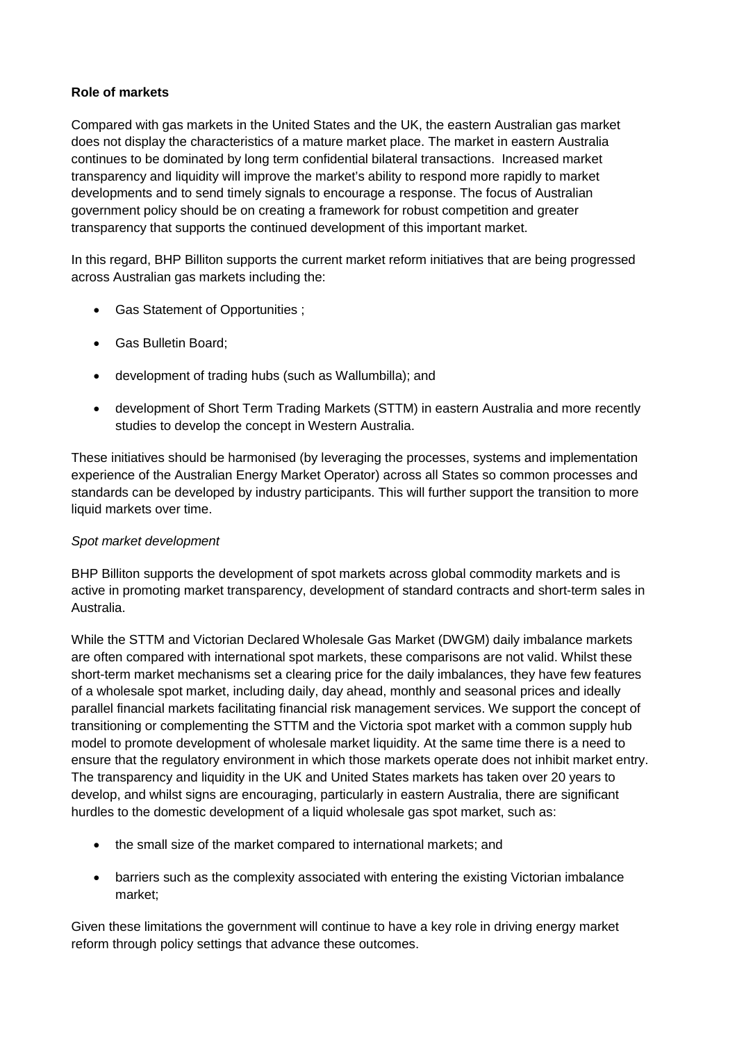**Role of markets**

Compared with gas markets in the United States and the UK, the eastern Australian gas market does not display the characteristics of a mature market place. The market in eastern Australia continues to be dominated by long term confidential bilateral transactions. Increased market transparency and liquidity will improve the market's ability to respond more rapidly to market developments and to send timely signals to encourage a response. The focus of Australian government policy should be on creating a framework for robust competition and greater transparency that supports the continued development of this important market.

In this regard, BHP Billiton supports the current market reform initiatives that are being progressed across Australian gas markets including the:

- Gas Statement of Opportunities ;
- Gas Bulletin Board;
- development of trading hubs (such as Wallumbilla); and
- development of Short Term Trading Markets (STTM) in eastern Australia and more recently studies to develop the concept in Western Australia.

These initiatives should be harmonised (by leveraging the processes, systems and implementation experience of the Australian Energy Market Operator) across all States so common processes and standards can be developed by industry participants. This will further support the transition to more liquid markets over time.

*Spot market development*

BHP Billiton supports the development of spot markets across global commodity markets and is active in promoting market transparency, development of standard contracts and short-term sales in Australia.

While the STTM and Victorian Declared Wholesale Gas Market (DWGM) daily imbalance markets are often compared with international spot markets, these comparisons are not valid. Whilst these short-term market mechanisms set a clearing price for the daily imbalances, they have few features of a wholesale spot market, including daily, day ahead, monthly and seasonal prices and ideally parallel financial markets facilitating financial risk management services. We support the concept of transitioning or complementing the STTM and the Victoria spot market with a common supply hub model to promote development of wholesale market liquidity. At the same time there is a need to ensure that the regulatory environment in which those markets operate does not inhibit market entry. The transparency and liquidity in the UK and United States markets has taken over 20 years to develop, and whilst signs are encouraging, particularly in eastern Australia, there are significant hurdles to the domestic development of a liquid wholesale gas spot market, such as:

- the small size of the market compared to international markets; and
- barriers such as the complexity associated with entering the existing Victorian imbalance market;

Given these limitations the government will continue to have a key role in driving energy market reform through policy settings that advance these outcomes.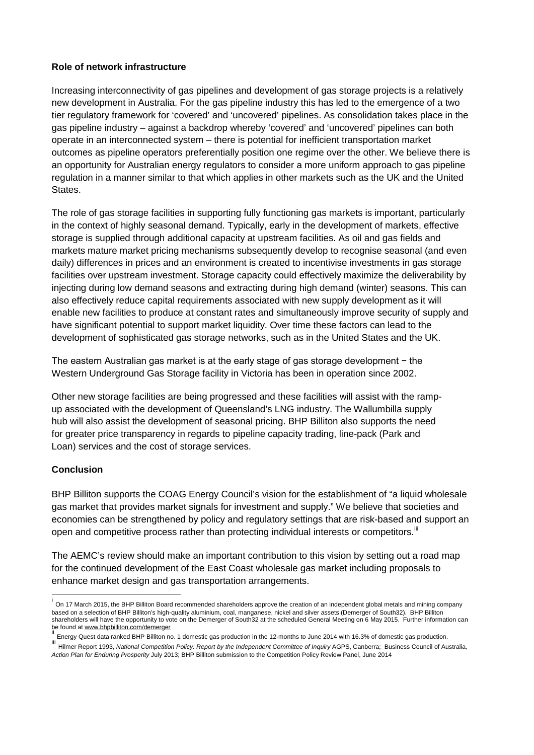**Role of network infrastructure**

Increasing interconnectivity of gas pipelines and development of gas storage projects is a relatively new development in Australia. For the gas pipeline industry this has led to the emergence of a two tier regulatory framework for 'covered' and 'uncovered' pipelines. As consolidation takes place in the gas pipeline industry – against a backdrop whereby 'covered' and 'uncovered' pipelines can both operate in an interconnected system – there is potential for inefficient transportation market outcomes as pipeline operators preferentially position one regime over the other. We believe there is an opportunity for Australian energy regulators to consider a more uniform approach to gas pipeline regulation in a manner similar to that which applies in other markets such as the UK and the United States.

The role of gas storage facilities in supporting fully functioning gas markets is important, particularly in the context of highly seasonal demand. Typically, early in the development of markets, effective storage is supplied through additional capacity at upstream facilities. As oil and gas fields and markets mature market pricing mechanisms subsequently develop to recognise seasonal (and even daily) differences in prices and an environment is created to incentivise investments in gas storage facilities over upstream investment. Storage capacity could effectively maximize the deliverability by injecting during low demand seasons and extracting during high demand (winter) seasons. This can also effectively reduce capital requirements associated with new supply development as it will enable new facilities to produce at constant rates and simultaneously improve security of supply and have significant potential to support market liquidity. Over time these factors can lead to the development of sophisticated gas storage networks, such as in the United States and the UK.

The eastern Australian gas market is at the early stage of gas storage development − the Western Underground Gas Storage facility in Victoria has been in operation since 2002.

Other new storage facilities are being progressed and these facilities will assist with the ramp-up associated with the development of Queensland's LNG industry. The Wallumbilla supply hub will also assist the development of seasonal pricing. BHP Billiton also supports the need for greater price transparency in regards to pipeline capacity trading, line-pack (Park and Loan) services and the cost of storage services.

**Conclusion**

BHP Billiton supports the COAG Energy Council's vision for the establishment of "a liquid wholesale gas market that provides market signals for investment and supply." We believe that societies and economies can be strengthened by policy and regulatory settings that are risk-based and support an open and competitive process rather than protecting individual interests or competitors.[iii]

The AEMC's review should make an important contribution to this vision by setting out a road map for the continued development of the East Coast wholesale gas market including proposals to enhance market design and gas transportation arrangements.

---

[i] On 17 March 2015, the BHP Billiton Board recommended shareholders approve the creation of an independent global metals and mining company based on a selection of BHP Billiton's high-quality aluminium, coal, manganese, nickel and silver assets (Demerger of South32). BHP Billiton shareholders will have the opportunity to vote on the Demerger of South32 at the scheduled General Meeting on 6 May 2015. Further information can be found at www.bhpbilliton.com/demerger

[ii] Energy Quest data ranked BHP Billiton no. 1 domestic gas production in the 12-months to June 2014 with 16.3% of domestic gas production.

[iii] Hilmer Report 1993, *National Competition Policy: Report by the Independent Committee of Inquiry* AGPS, Canberra; Business Council of Australia, *Action Plan for Enduring Prosperity* July 2013; BHP Billiton submission to the Competition Policy Review Panel, June 2014